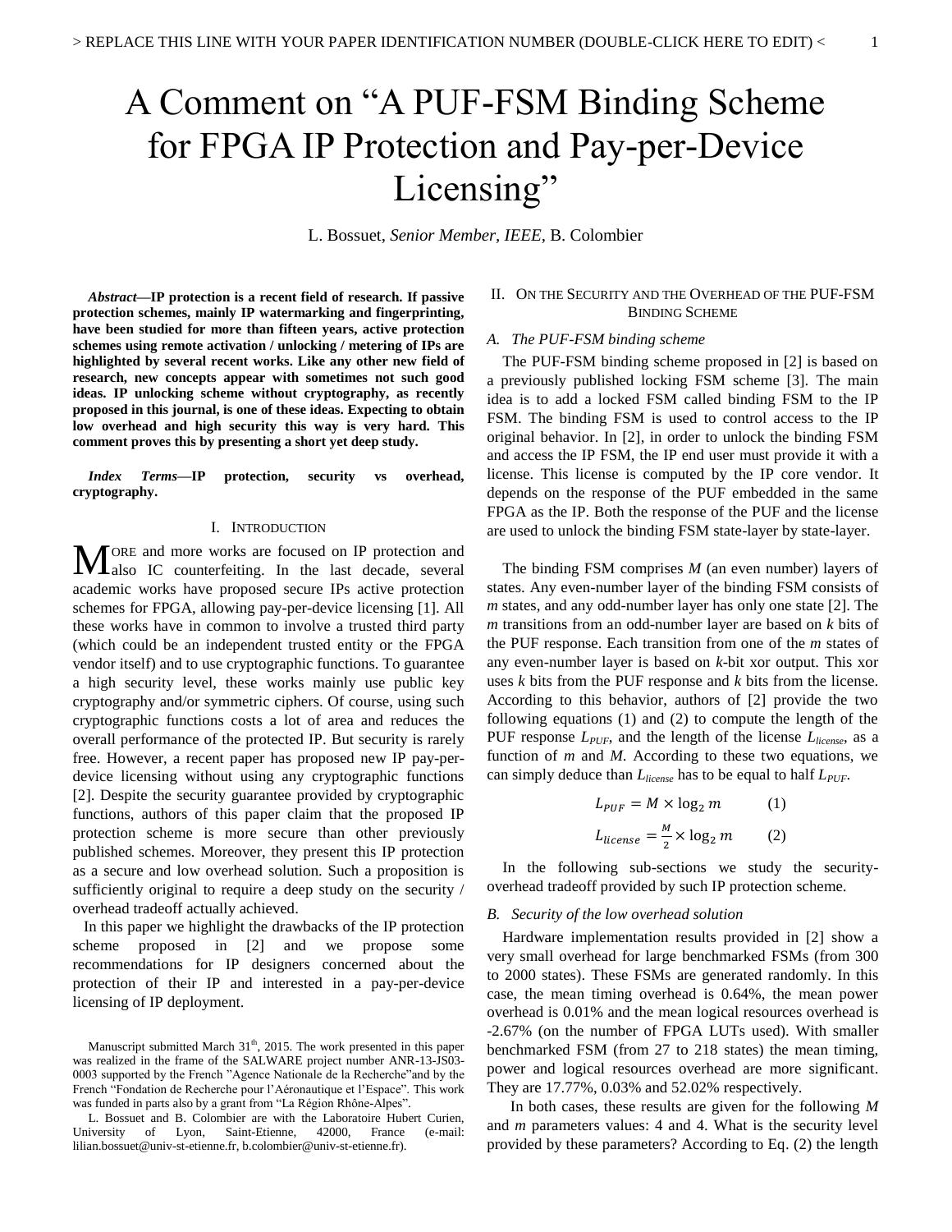# A Comment on "A PUF-FSM Binding Scheme for FPGA IP Protection and Pay-per-Device Licensing"

L. Bossuet, *Senior Member, IEEE*, B. Colombier

***Abstract*—IP protection is a recent field of research. If passive protection schemes, mainly IP watermarking and fingerprinting, have been studied for more than fifteen years, active protection schemes using remote activation / unlocking / metering of IPs are highlighted by several recent works. Like any other new field of research, new concepts appear with sometimes not such good ideas. IP unlocking scheme without cryptography, as recently proposed in this journal, is one of these ideas. Expecting to obtain low overhead and high security this way is very hard. This comment proves this by presenting a short yet deep study.**

***Index Terms*—IP protection, security vs overhead, cryptography.**

## I. Introduction

More and more works are focused on IP protection and also IC counterfeiting. In the last decade, several academic works have proposed secure IPs active protection schemes for FPGA, allowing pay-per-device licensing [1]. All these works have in common to involve a trusted third party (which could be an independent trusted entity or the FPGA vendor itself) and to use cryptographic functions. To guarantee a high security level, these works mainly use public key cryptography and/or symmetric ciphers. Of course, using such cryptographic functions costs a lot of area and reduces the overall performance of the protected IP. But security is rarely free. However, a recent paper has proposed new IP pay-per-device licensing without using any cryptographic functions [2]. Despite the security guarantee provided by cryptographic functions, authors of this paper claim that the proposed IP protection scheme is more secure than other previously published schemes. Moreover, they present this IP protection as a secure and low overhead solution. Such a proposition is sufficiently original to require a deep study on the security / overhead tradeoff actually achieved.

In this paper we highlight the drawbacks of the IP protection scheme proposed in [2] and we propose some recommendations for IP designers concerned about the protection of their IP and interested in a pay-per-device licensing of IP deployment.

Manuscript submitted March 31th, 2015. The work presented in this paper was realized in the frame of the SALWARE project number ANR-13-JS03-0003 supported by the French "Agence Nationale de la Recherche" and by the French "Fondation de Recherche pour l'Aéronautique et l'Espace". This work was funded in parts also by a grant from "La Région Rhône-Alpes".

L. Bossuet and B. Colombier are with the Laboratoire Hubert Curien, University of Lyon, Saint-Etienne, 42000, France (e-mail: lilian.bossuet@univ-st-etienne.fr, b.colombier@univ-st-etienne.fr).

## II. On the Security and the Overhead of the PUF-FSM Binding Scheme

### A. The PUF-FSM binding scheme

The PUF-FSM binding scheme proposed in [2] is based on a previously published locking FSM scheme [3]. The main idea is to add a locked FSM called binding FSM to the IP FSM. The binding FSM is used to control access to the IP original behavior. In [2], in order to unlock the binding FSM and access the IP FSM, the IP end user must provide it with a license. This license is computed by the IP core vendor. It depends on the response of the PUF embedded in the same FPGA as the IP. Both the response of the PUF and the license are used to unlock the binding FSM state-layer by state-layer.

The binding FSM comprises $M$ (an even number) layers of states. Any even-number layer of the binding FSM consists of $m$ states, and any odd-number layer has only one state [2]. The $m$ transitions from an odd-number layer are based on $k$ bits of the PUF response. Each transition from one of the $m$ states of any even-number layer is based on $k$-bit xor output. This xor uses $k$ bits from the PUF response and $k$ bits from the license. According to this behavior, authors of [2] provide the two following equations (1) and (2) to compute the length of the PUF response $L_{PUF}$, and the length of the license $L_{license}$, as a function of $m$ and $M$. According to these two equations, we can simply deduce than $L_{license}$ has to be equal to half $L_{PUF}$.

$$L_{PUF} = M \times \log_2 m \qquad (1)$$

$$L_{license} = \frac{M}{2} \times \log_2 m \qquad (2)$$

In the following sub-sections we study the security-overhead tradeoff provided by such IP protection scheme.

### B. Security of the low overhead solution

Hardware implementation results provided in [2] show a very small overhead for large benchmarked FSMs (from 300 to 2000 states). These FSMs are generated randomly. In this case, the mean timing overhead is 0.64%, the mean power overhead is 0.01% and the mean logical resources overhead is -2.67% (on the number of FPGA LUTs used). With smaller benchmarked FSM (from 27 to 218 states) the mean timing, power and logical resources overhead are more significant. They are 17.77%, 0.03% and 52.02% respectively.

In both cases, these results are given for the following $M$ and $m$ parameters values: 4 and 4. What is the security level provided by these parameters? According to Eq. (2) the length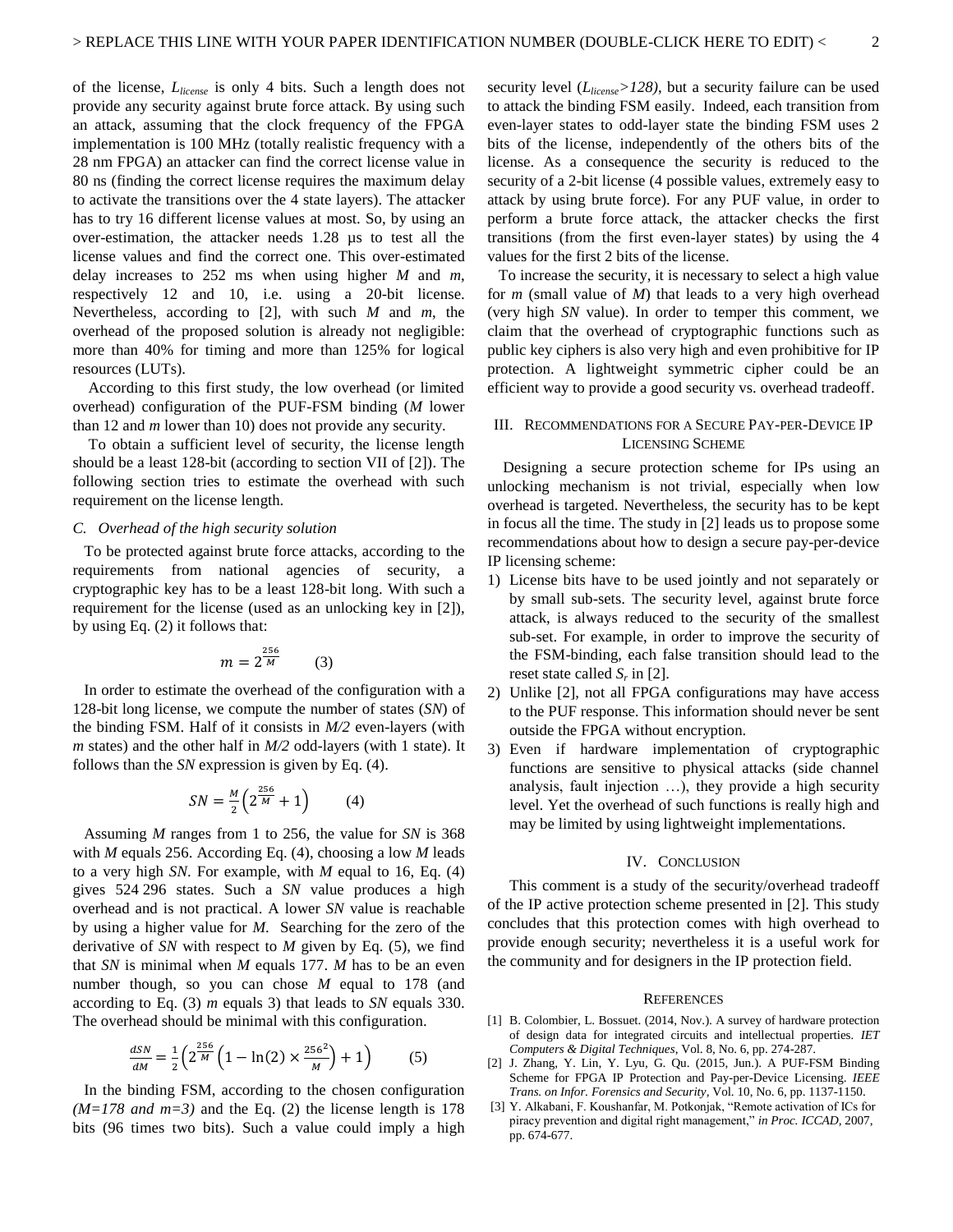of the license, $L_{license}$ is only 4 bits. Such a length does not provide any security against brute force attack. By using such an attack, assuming that the clock frequency of the FPGA implementation is 100 MHz (totally realistic frequency with a 28 nm FPGA) an attacker can find the correct license value in 80 ns (finding the correct license requires the maximum delay to activate the transitions over the 4 state layers). The attacker has to try 16 different license values at most. So, by using an over-estimation, the attacker needs 1.28 µs to test all the license values and find the correct one. This over-estimated delay increases to 252 ms when using higher $M$ and $m$, respectively 12 and 10, i.e. using a 20-bit license. Nevertheless, according to [2], with such $M$ and $m$, the overhead of the proposed solution is already not negligible: more than 40% for timing and more than 125% for logical resources (LUTs).

According to this first study, the low overhead (or limited overhead) configuration of the PUF-FSM binding ($M$ lower than 12 and $m$ lower than 10) does not provide any security.

To obtain a sufficient level of security, the license length should be a least 128-bit (according to section VII of [2]). The following section tries to estimate the overhead with such requirement on the license length.

### C. Overhead of the high security solution

To be protected against brute force attacks, according to the requirements from national agencies of security, a cryptographic key has to be a least 128-bit long. With such a requirement for the license (used as an unlocking key in [2]), by using Eq. (2) it follows that:

$$m = 2^{\frac{256}{M}} \qquad (3)$$

In order to estimate the overhead of the configuration with a 128-bit long license, we compute the number of states ($SN$) of the binding FSM. Half of it consists in $M/2$ even-layers (with $m$ states) and the other half in $M/2$ odd-layers (with 1 state). It follows than the $SN$ expression is given by Eq. (4).

$$SN = \frac{M}{2}\left(2^{\frac{256}{M}} + 1\right) \qquad (4)$$

Assuming $M$ ranges from 1 to 256, the value for $SN$ is 368 with $M$ equals 256. According Eq. (4), choosing a low $M$ leads to a very high $SN$. For example, with $M$ equal to 16, Eq. (4) gives 524 296 states. Such a $SN$ value produces a high overhead and is not practical. A lower $SN$ value is reachable by using a higher value for $M$. Searching for the zero of the derivative of $SN$ with respect to $M$ given by Eq. (5), we find that $SN$ is minimal when $M$ equals 177. $M$ has to be an even number though, so you can chose $M$ equal to 178 (and according to Eq. (3) $m$ equals 3) that leads to $SN$ equals 330. The overhead should be minimal with this configuration.

$$\frac{dSN}{dM} = \frac{1}{2}\left(2^{\frac{256}{M}}\left(1 - \ln(2) \times \frac{256^2}{M}\right) + 1\right) \qquad (5)$$

In the binding FSM, according to the chosen configuration *($M$=178 and $m$=3)* and the Eq. (2) the license length is 178 bits (96 times two bits). Such a value could imply a high security level ($L_{license}>128$), but a security failure can be used to attack the binding FSM easily. Indeed, each transition from even-layer states to odd-layer state the binding FSM uses 2 bits of the license, independently of the others bits of the license. As a consequence the security is reduced to the security of a 2-bit license (4 possible values, extremely easy to attack by using brute force). For any PUF value, in order to perform a brute force attack, the attacker checks the first transitions (from the first even-layer states) by using the 4 values for the first 2 bits of the license.

To increase the security, it is necessary to select a high value for $m$ (small value of $M$) that leads to a very high overhead (very high $SN$ value). In order to temper this comment, we claim that the overhead of cryptographic functions such as public key ciphers is also very high and even prohibitive for IP protection. A lightweight symmetric cipher could be an efficient way to provide a good security vs. overhead tradeoff.

## III. Recommendations for a Secure Pay-per-Device IP Licensing Scheme

Designing a secure protection scheme for IPs using an unlocking mechanism is not trivial, especially when low overhead is targeted. Nevertheless, the security has to be kept in focus all the time. The study in [2] leads us to propose some recommendations about how to design a secure pay-per-device IP licensing scheme:

1) License bits have to be used jointly and not separately or by small sub-sets. The security level, against brute force attack, is always reduced to the security of the smallest sub-set. For example, in order to improve the security of the FSM-binding, each false transition should lead to the reset state called $S_r$ in [2].
2) Unlike [2], not all FPGA configurations may have access to the PUF response. This information should never be sent outside the FPGA without encryption.
3) Even if hardware implementation of cryptographic functions are sensitive to physical attacks (side channel analysis, fault injection …), they provide a high security level. Yet the overhead of such functions is really high and may be limited by using lightweight implementations.

## IV. Conclusion

This comment is a study of the security/overhead tradeoff of the IP active protection scheme presented in [2]. This study concludes that this protection comes with high overhead to provide enough security; nevertheless it is a useful work for the community and for designers in the IP protection field.

## References

[1] B. Colombier, L. Bossuet. (2014, Nov.). A survey of hardware protection of design data for integrated circuits and intellectual properties. *IET Computers & Digital Techniques*, Vol. 8, No. 6, pp. 274-287.

[2] J. Zhang, Y. Lin, Y. Lyu, G. Qu. (2015, Jun.). A PUF-FSM Binding Scheme for FPGA IP Protection and Pay-per-Device Licensing. *IEEE Trans. on Infor. Forensics and Security*, Vol. 10, No. 6, pp. 1137-1150.

[3] Y. Alkabani, F. Koushanfar, M. Potkonjak, "Remote activation of ICs for piracy prevention and digital right management," *in Proc. ICCAD*, 2007, pp. 674-677.